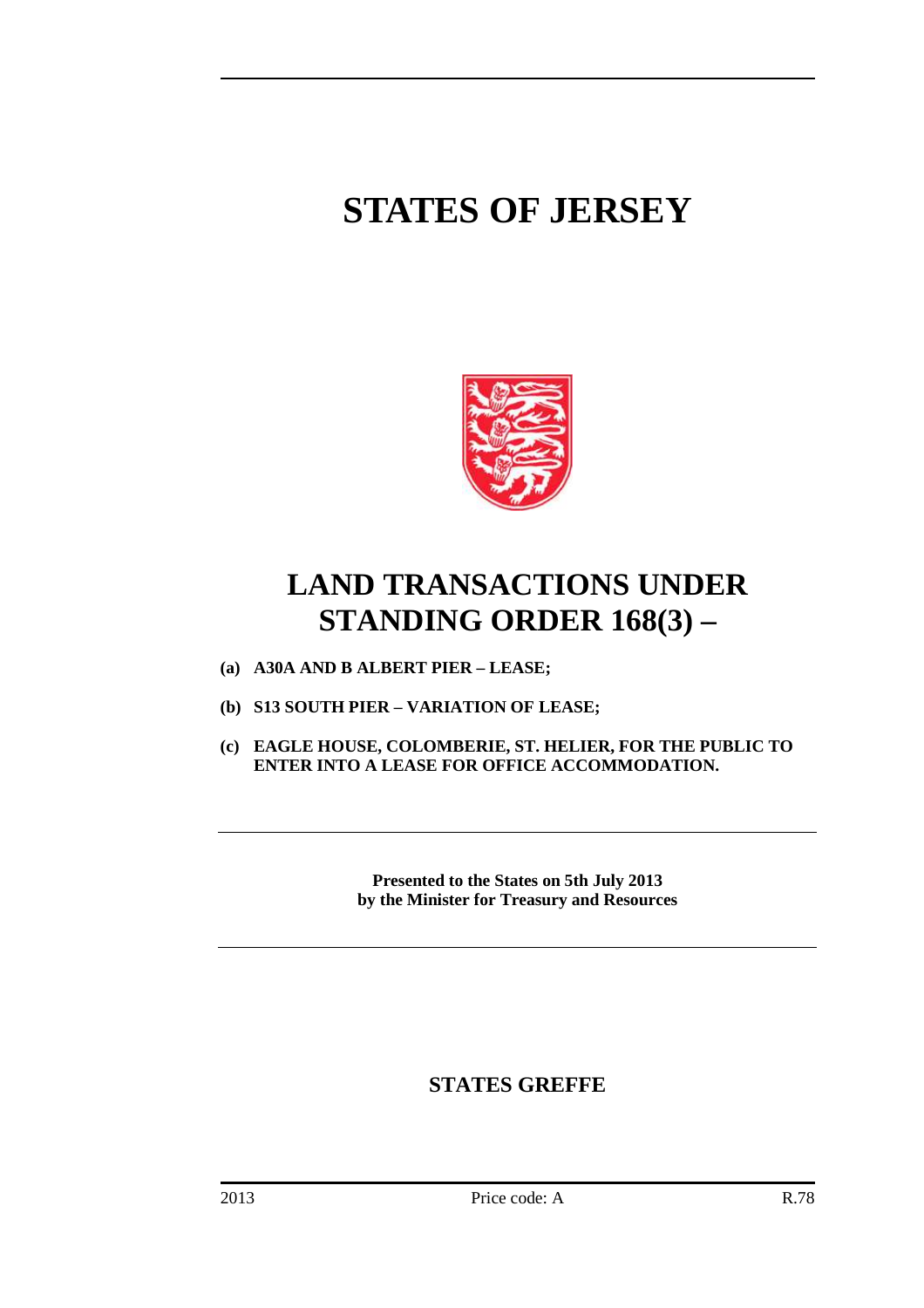# STATES OF JERSEY

# LAND TRANSACTIONS UNDER STANDING ORDER 168(3) –

**(a) A30A AND B ALBERT PIER – LEASE;**

**(b) S13 SOUTH PIER – VARIATION OF LEASE;**

**(c) EAGLE HOUSE, COLOMBERIE, ST. HELIER, FOR THE PUBLIC TO ENTER INTO A LEASE FOR OFFICE ACCOMMODATION.**

**Presented to the States on 5th July 2013 by the Minister for Treasury and Resources**

**STATES GREFFE**

2013 Price code: A R.78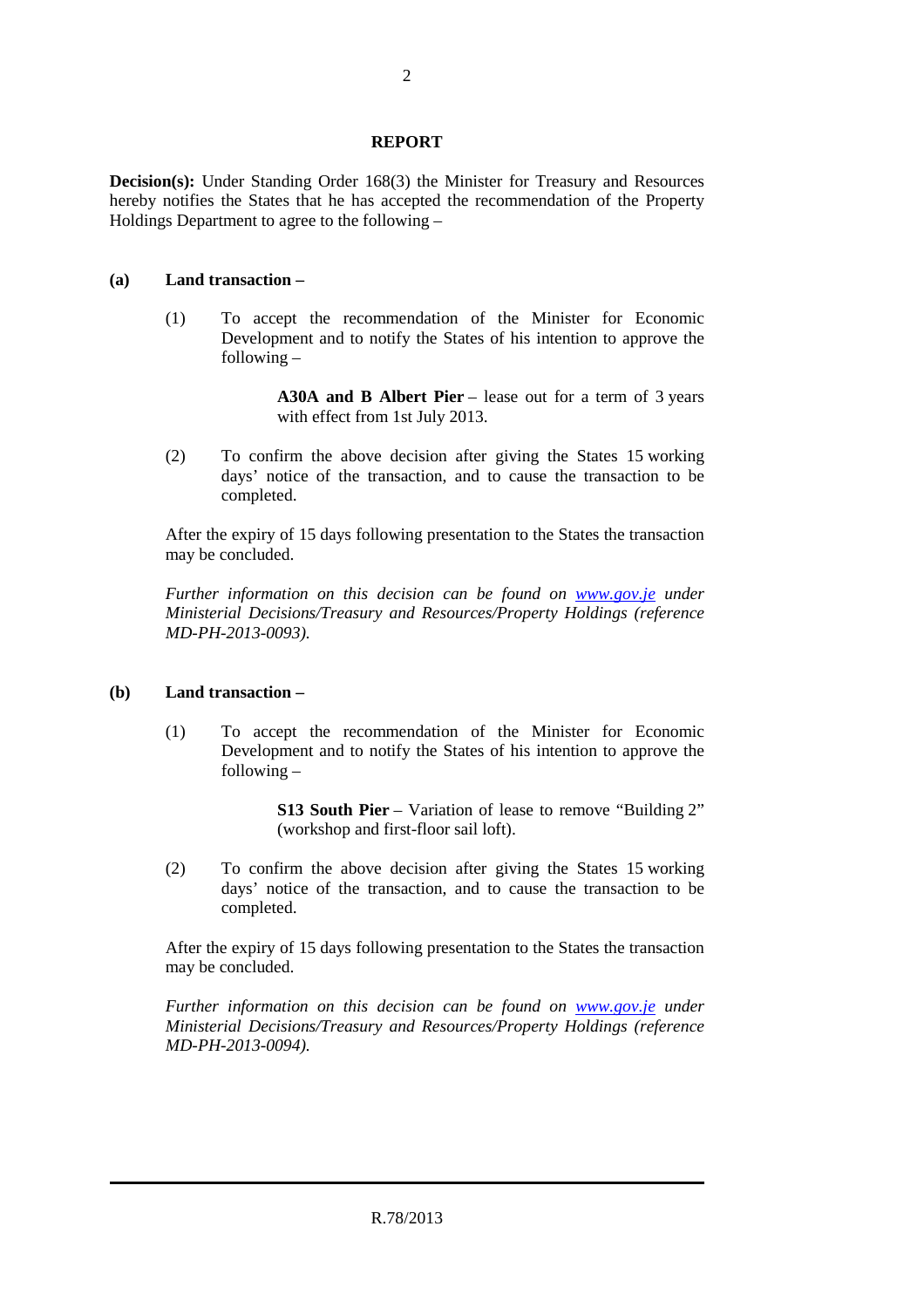## REPORT

**Decision(s):** Under Standing Order 168(3) the Minister for Treasury and Resources hereby notifies the States that he has accepted the recommendation of the Property Holdings Department to agree to the following –

**(a) Land transaction –**

(1) To accept the recommendation of the Minister for Economic Development and to notify the States of his intention to approve the following –

> **A30A and B Albert Pier** – lease out for a term of 3 years with effect from 1st July 2013.

(2) To confirm the above decision after giving the States 15 working days' notice of the transaction, and to cause the transaction to be completed.

After the expiry of 15 days following presentation to the States the transaction may be concluded.

*Further information on this decision can be found on [www.gov.je](http://www.gov.je) under Ministerial Decisions/Treasury and Resources/Property Holdings (reference MD-PH-2013-0093).*

**(b) Land transaction –**

(1) To accept the recommendation of the Minister for Economic Development and to notify the States of his intention to approve the following –

> **S13 South Pier** – Variation of lease to remove "Building 2" (workshop and first-floor sail loft).

(2) To confirm the above decision after giving the States 15 working days' notice of the transaction, and to cause the transaction to be completed.

After the expiry of 15 days following presentation to the States the transaction may be concluded.

*Further information on this decision can be found on [www.gov.je](http://www.gov.je) under Ministerial Decisions/Treasury and Resources/Property Holdings (reference MD-PH-2013-0094).*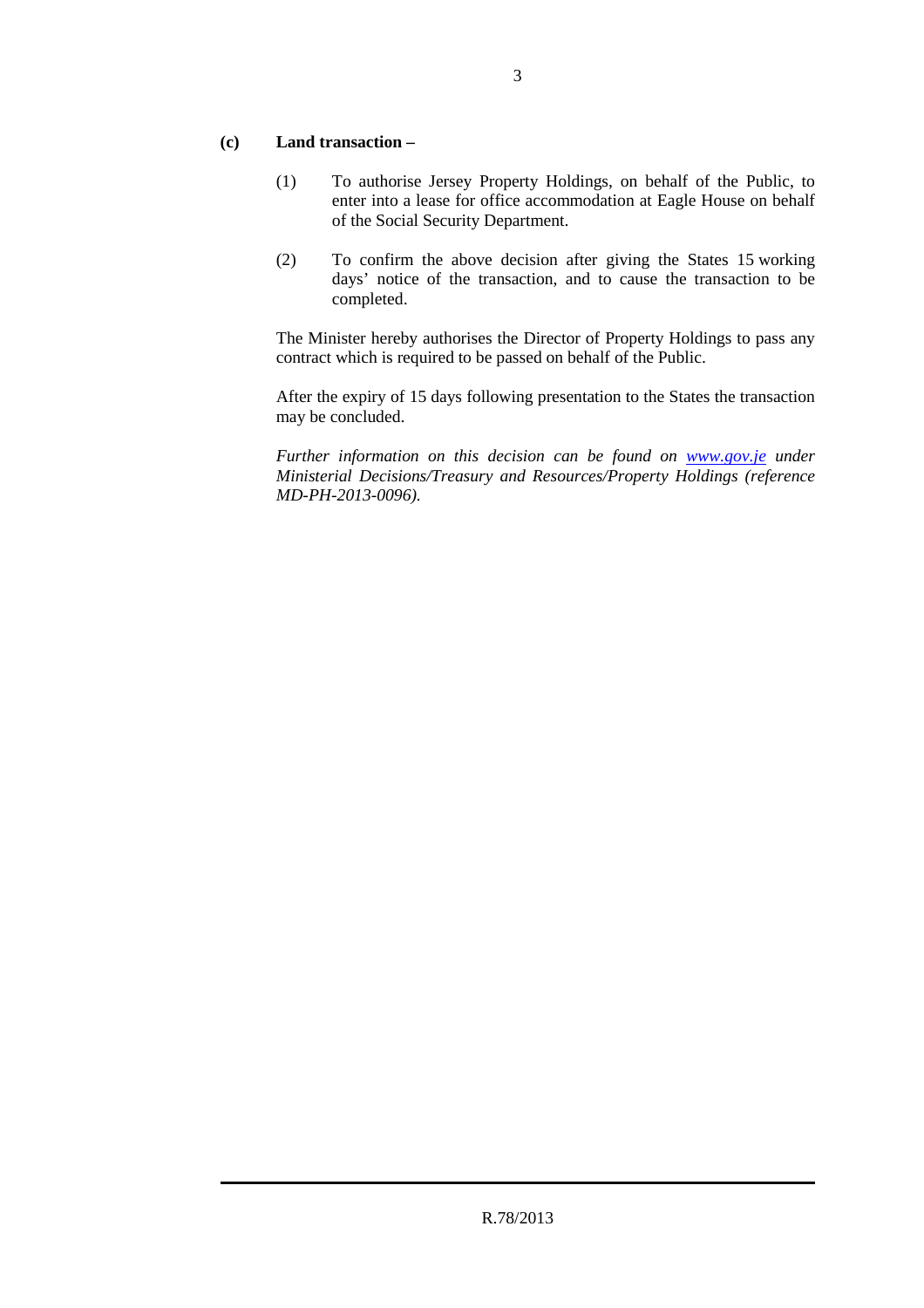**(c) Land transaction –**

(1) To authorise Jersey Property Holdings, on behalf of the Public, to enter into a lease for office accommodation at Eagle House on behalf of the Social Security Department.

(2) To confirm the above decision after giving the States 15 working days' notice of the transaction, and to cause the transaction to be completed.

The Minister hereby authorises the Director of Property Holdings to pass any contract which is required to be passed on behalf of the Public.

After the expiry of 15 days following presentation to the States the transaction may be concluded.

*Further information on this decision can be found on [www.gov.je](http://www.gov.je) under Ministerial Decisions/Treasury and Resources/Property Holdings (reference MD-PH-2013-0096).*